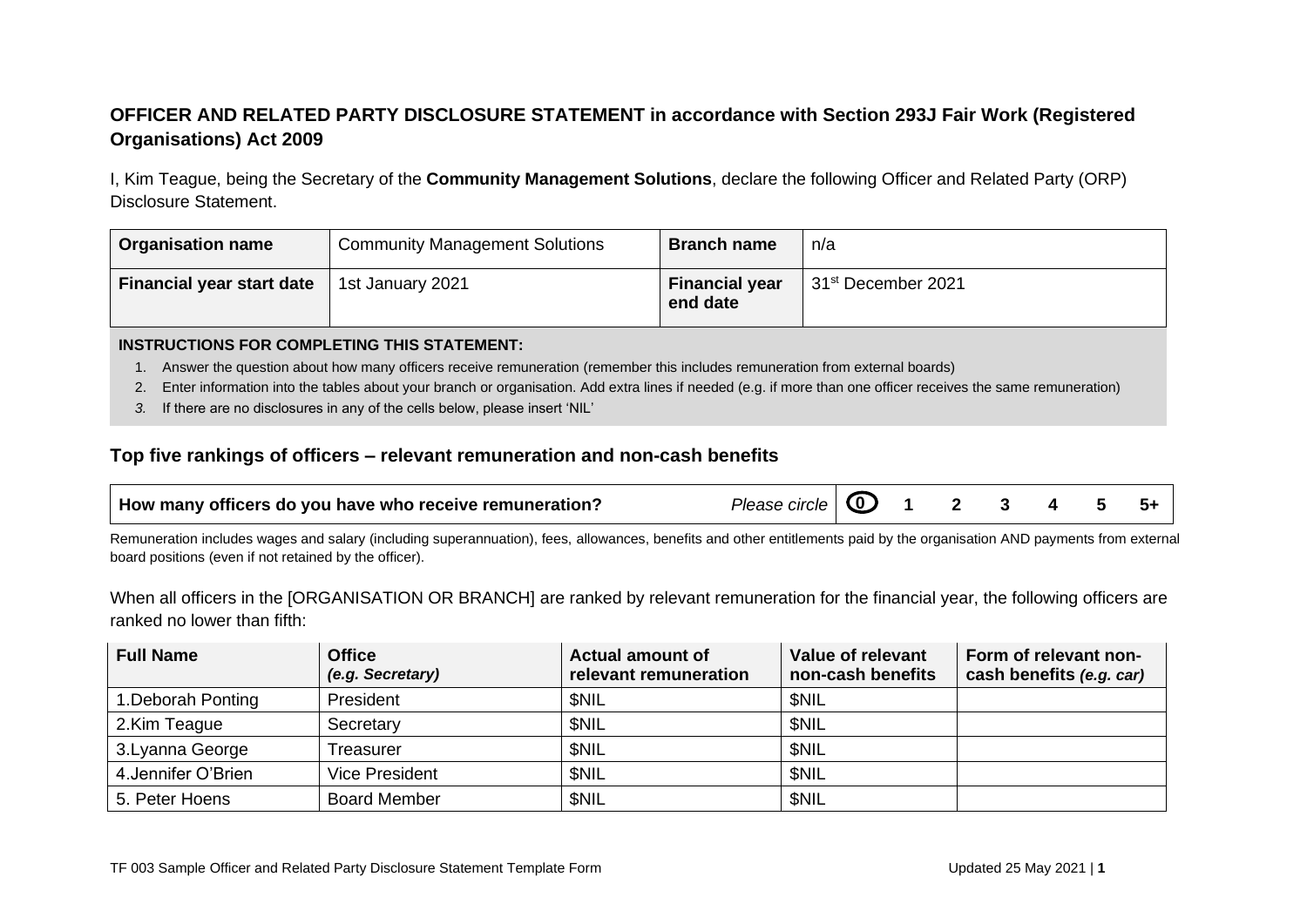## OFFICER AND RELATED PARTY DISCLOSURE STATEMENT in accordance with Section 293J Fair Work (Registered Organisations) Act 2009

I, Kim Teague, being the Secretary of the **Community Management Solutions**, declare the following Officer and Related Party (ORP) Disclosure Statement.

| **Organisation name** | Community Management Solutions | **Branch name** | n/a |
|---|---|---|---|
| **Financial year start date** | 1st January 2021 | **Financial year end date** | 31st December 2021 |

**INSTRUCTIONS FOR COMPLETING THIS STATEMENT:**

1. Answer the question about how many officers receive remuneration (remember this includes remuneration from external boards)
2. Enter information into the tables about your branch or organisation. Add extra lines if needed (e.g. if more than one officer receives the same remuneration)
3. If there are no disclosures in any of the cells below, please insert 'NIL'

### Top five rankings of officers – relevant remuneration and non-cash benefits

| **How many officers do you have who receive remuneration?** | *Please circle* | **0** (circled) | **1** | **2** | **3** | **4** | **5** | **5+** |
|---|---|---|---|---|---|---|---|---|

Remuneration includes wages and salary (including superannuation), fees, allowances, benefits and other entitlements paid by the organisation AND payments from external board positions (even if not retained by the officer).

When all officers in the [ORGANISATION OR BRANCH] are ranked by relevant remuneration for the financial year, the following officers are ranked no lower than fifth:

| **Full Name** | **Office** *(e.g. Secretary)* | **Actual amount of relevant remuneration** | **Value of relevant non-cash benefits** | **Form of relevant non-cash benefits** *(e.g. car)* |
|---|---|---|---|---|
| 1.Deborah Ponting | President | $NIL | $NIL | |
| 2.Kim Teague | Secretary | $NIL | $NIL | |
| 3.Lyanna George | Treasurer | $NIL | $NIL | |
| 4.Jennifer O'Brien | Vice President | $NIL | $NIL | |
| 5. Peter Hoens | Board Member | $NIL | $NIL | |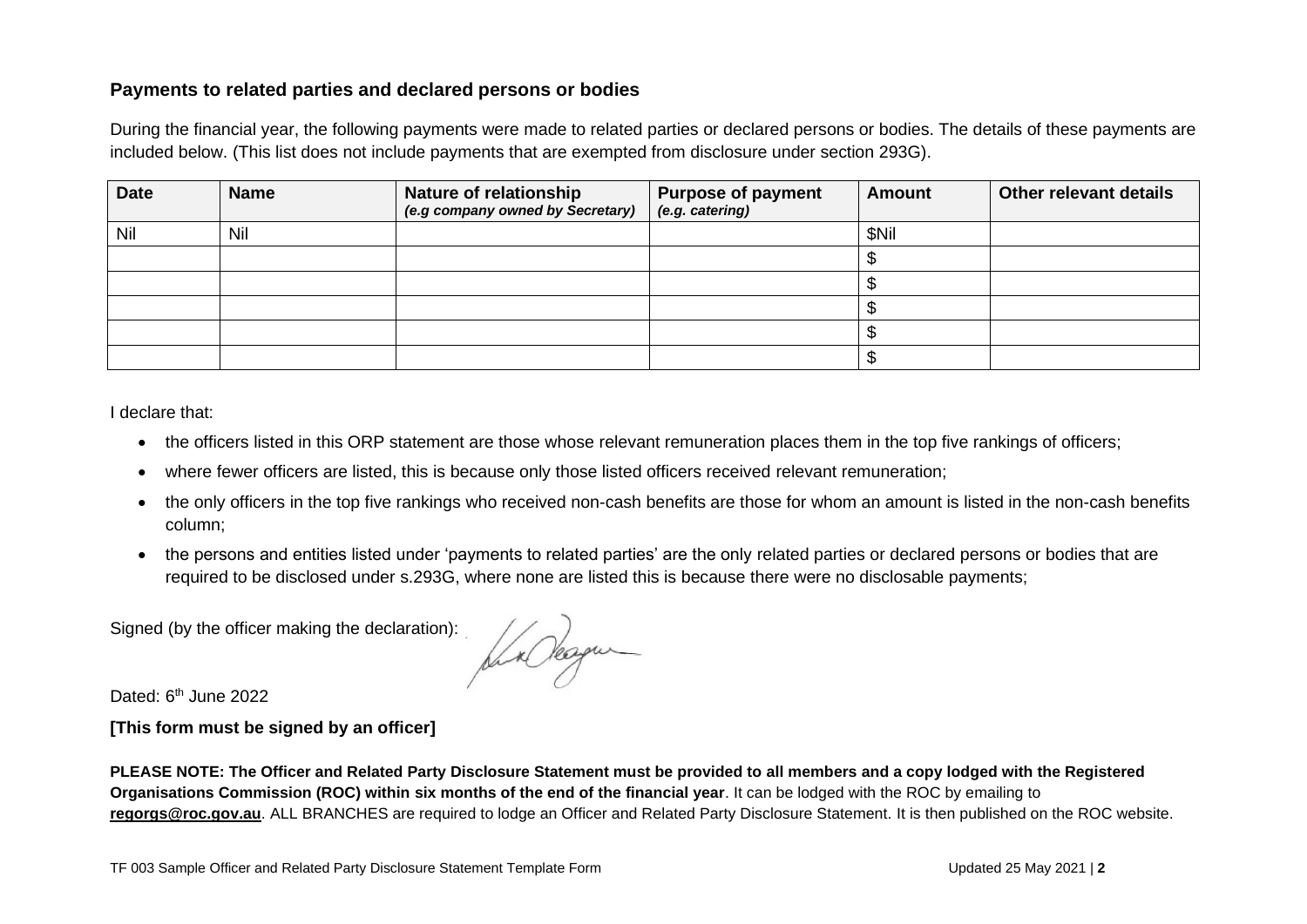## Payments to related parties and declared persons or bodies

During the financial year, the following payments were made to related parties or declared persons or bodies. The details of these payments are included below. (This list does not include payments that are exempted from disclosure under section 293G).

| Date | Name | Nature of relationship *(e.g company owned by Secretary)* | Purpose of payment *(e.g. catering)* | Amount | Other relevant details |
|---|---|---|---|---|---|
| Nil | Nil | | | $Nil | |
| | | | | $ | |
| | | | | $ | |
| | | | | $ | |
| | | | | $ | |
| | | | | $ | |

I declare that:

- the officers listed in this ORP statement are those whose relevant remuneration places them in the top five rankings of officers;
- where fewer officers are listed, this is because only those listed officers received relevant remuneration;
- the only officers in the top five rankings who received non-cash benefits are those for whom an amount is listed in the non-cash benefits column;
- the persons and entities listed under 'payments to related parties' are the only related parties or declared persons or bodies that are required to be disclosed under s.293G, where none are listed this is because there were no disclosable payments;

Signed (by the officer making the declaration):

Dated: 6th June 2022

**[This form must be signed by an officer]**

**PLEASE NOTE: The Officer and Related Party Disclosure Statement must be provided to all members and a copy lodged with the Registered Organisations Commission (ROC) within six months of the end of the financial year**. It can be lodged with the ROC by emailing to **regorgs@roc.gov.au**. ALL BRANCHES are required to lodge an Officer and Related Party Disclosure Statement. It is then published on the ROC website.

TF 003 Sample Officer and Related Party Disclosure Statement Template Form Updated 25 May 2021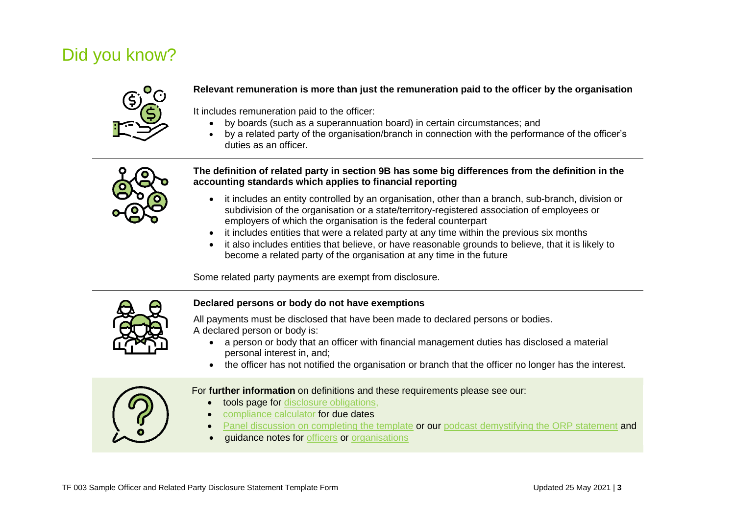# Did you know?

**Relevant remuneration is more than just the remuneration paid to the officer by the organisation**

It includes remuneration paid to the officer:

- by boards (such as a superannuation board) in certain circumstances; and
- by a related party of the organisation/branch in connection with the performance of the officer's duties as an officer.

---

**The definition of related party in section 9B has some big differences from the definition in the accounting standards which applies to financial reporting**

- it includes an entity controlled by an organisation, other than a branch, sub-branch, division or subdivision of the organisation or a state/territory-registered association of employees or employers of which the organisation is the federal counterpart
- it includes entities that were a related party at any time within the previous six months
- it also includes entities that believe, or have reasonable grounds to believe, that it is likely to become a related party of the organisation at any time in the future

Some related party payments are exempt from disclosure.

---

**Declared persons or body do not have exemptions**

All payments must be disclosed that have been made to declared persons or bodies.
A declared person or body is:

- a person or body that an officer with financial management duties has disclosed a material personal interest in, and;
- the officer has not notified the organisation or branch that the officer no longer has the interest.

---

For **further information** on definitions and these requirements please see our:

- tools page for disclosure obligations,
- compliance calculator for due dates
- Panel discussion on completing the template or our podcast demystifying the ORP statement and
- guidance notes for officers or organisations